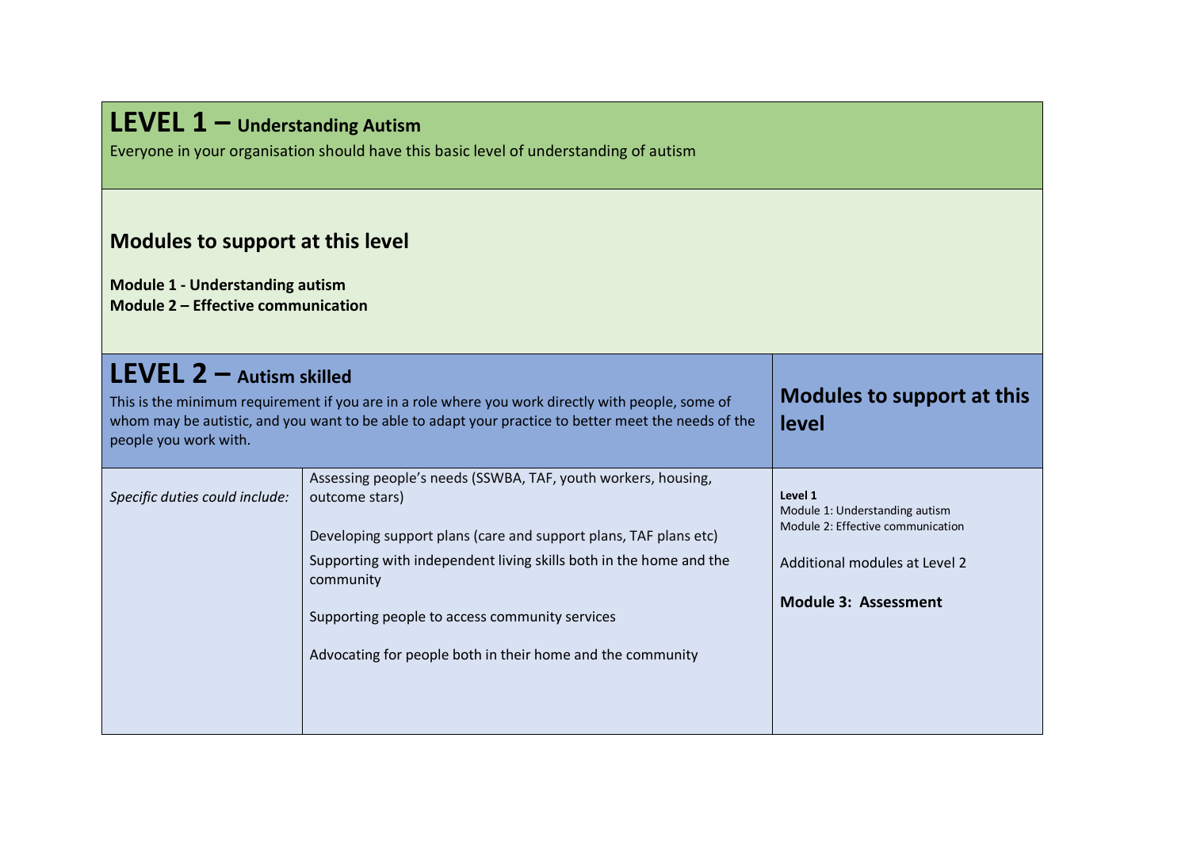# LEVEL 1 – Understanding Autism

Everyone in your organisation should have this basic level of understanding of autism

## Modules to support at this level

**Module 1 - Understanding autism**
**Module 2 – Effective communication**

# LEVEL 2 – Autism skilled

This is the minimum requirement if you are in a role where you work directly with people, some of whom may be autistic, and you want to be able to adapt your practice to better meet the needs of the people you work with.

| | | **Modules to support at this level** |
|---|---|---|
| *Specific duties could include:* | Assessing people's needs (SSWBA, TAF, youth workers, housing, outcome stars)<br><br>Developing support plans (care and support plans, TAF plans etc)<br><br>Supporting with independent living skills both in the home and the community<br><br>Supporting people to access community services<br><br>Advocating for people both in their home and the community | **Level 1**<br>Module 1: Understanding autism<br>Module 2: Effective communication<br><br>Additional modules at Level 2<br><br>**Module 3: Assessment** |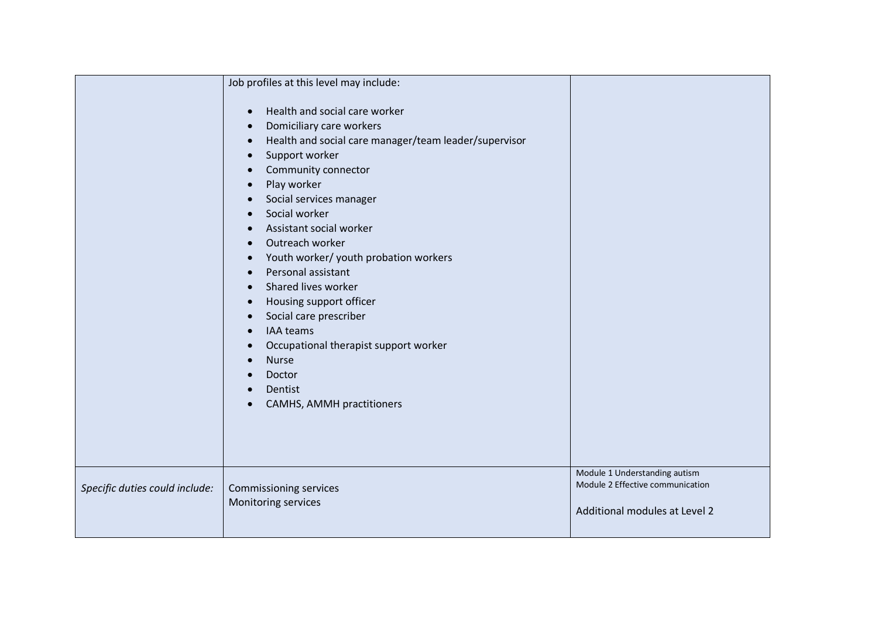|  |  |  |
| --- | --- | --- |
|  | Job profiles at this level may include:<br><br>- Health and social care worker<br>- Domiciliary care workers<br>- Health and social care manager/team leader/supervisor<br>- Support worker<br>- Community connector<br>- Play worker<br>- Social services manager<br>- Social worker<br>- Assistant social worker<br>- Outreach worker<br>- Youth worker/ youth probation workers<br>- Personal assistant<br>- Shared lives worker<br>- Housing support officer<br>- Social care prescriber<br>- IAA teams<br>- Occupational therapist support worker<br>- Nurse<br>- Doctor<br>- Dentist<br>- CAMHS, AMMH practitioners |  |
| *Specific duties could include:* | Commissioning services<br>Monitoring services | Module 1 Understanding autism<br>Module 2 Effective communication<br><br>Additional modules at Level 2 |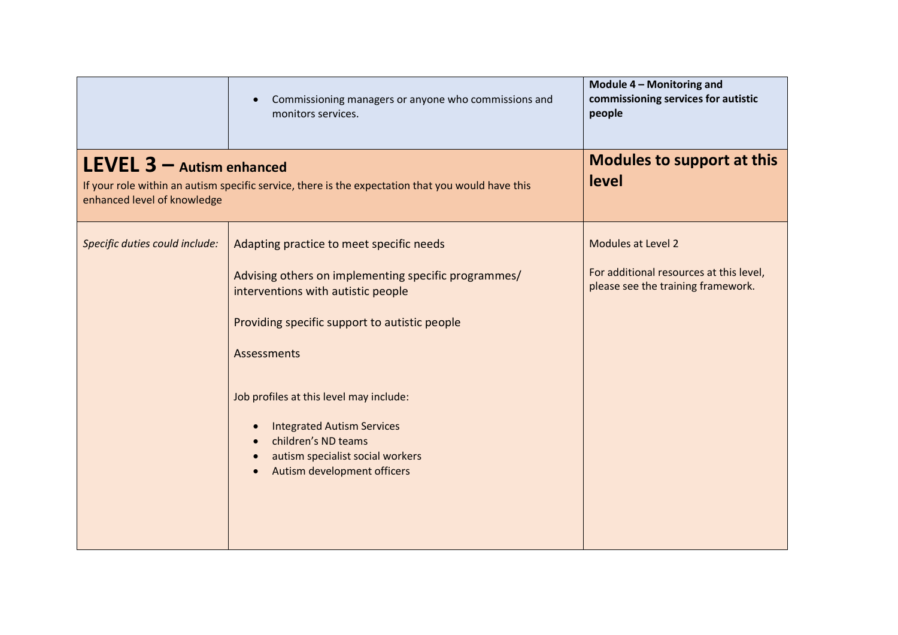| | | |
|---|---|---|
| | • Commissioning managers or anyone who commissions and monitors services. | **Module 4 – Monitoring and commissioning services for autistic people** |
| **LEVEL 3 – Autism enhanced**<br>If your role within an autism specific service, there is the expectation that you would have this enhanced level of knowledge | | **Modules to support at this level** |
| *Specific duties could include:* | Adapting practice to meet specific needs<br><br>Advising others on implementing specific programmes/ interventions with autistic people<br><br>Providing specific support to autistic people<br><br>Assessments<br><br>Job profiles at this level may include:<br>• Integrated Autism Services<br>• children's ND teams<br>• autism specialist social workers<br>• Autism development officers | Modules at Level 2<br><br>For additional resources at this level, please see the training framework. |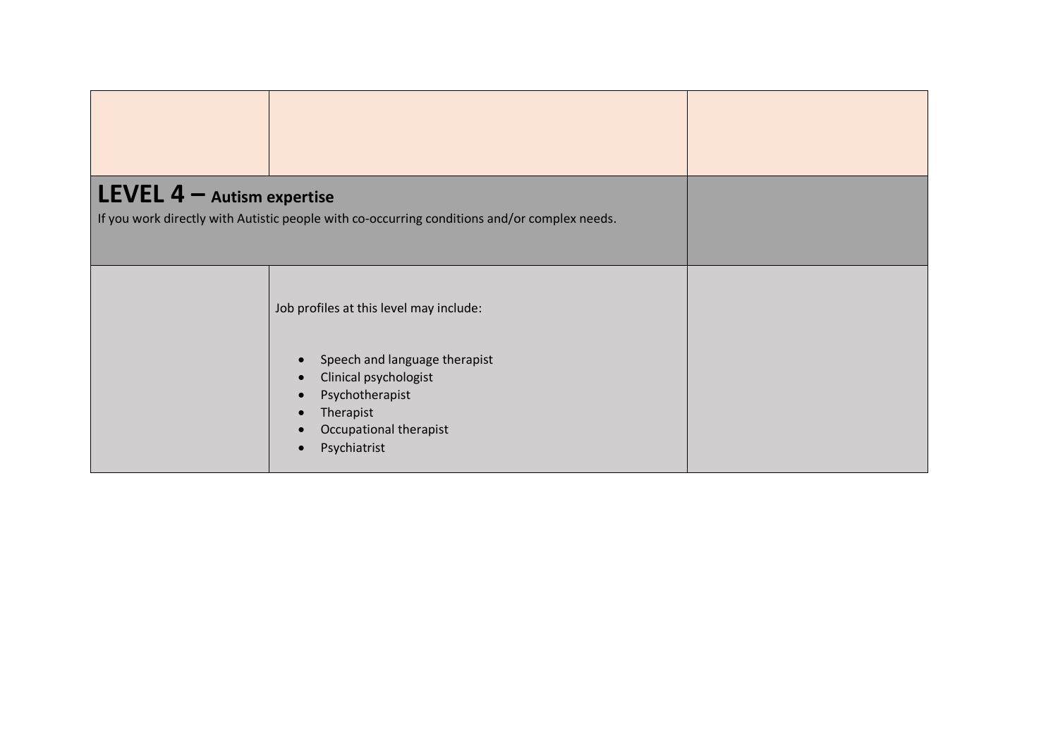| | | |
|---|---|---|
| | | |
| **LEVEL 4 – Autism expertise**<br>If you work directly with Autistic people with co-occurring conditions and/or complex needs. | | |
| | Job profiles at this level may include:<br><br>• Speech and language therapist<br>• Clinical psychologist<br>• Psychotherapist<br>• Therapist<br>• Occupational therapist<br>• Psychiatrist | |